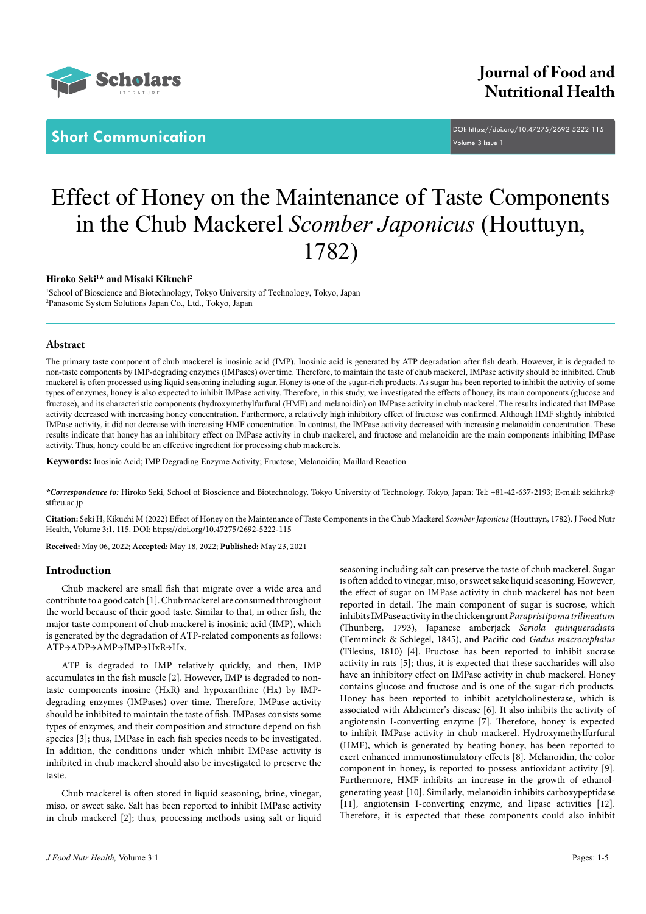Short Communication

# Effect of Honey on the Maintenance of Taste Components in the Chub Mackerel *Scomber Japonicus* (Houttuyn, 1782)

**Hiroko Seki[1]\* and Misaki Kikuchi[2]**

[1]School of Bioscience and Biotechnology, Tokyo University of Technology, Tokyo, Japan
[2]Panasonic System Solutions Japan Co., Ltd., Tokyo, Japan

## Abstract

The primary taste component of chub mackerel is inosinic acid (IMP). Inosinic acid is generated by ATP degradation after fish death. However, it is degraded to non-taste components by IMP-degrading enzymes (IMPases) over time. Therefore, to maintain the taste of chub mackerel, IMPase activity should be inhibited. Chub mackerel is often processed using liquid seasoning including sugar. Honey is one of the sugar-rich products. As sugar has been reported to inhibit the activity of some types of enzymes, honey is also expected to inhibit IMPase activity. Therefore, in this study, we investigated the effects of honey, its main components (glucose and fructose), and its characteristic components (hydroxymethylfurfural (HMF) and melanoidin) on IMPase activity in chub mackerel. The results indicated that IMPase activity decreased with increasing honey concentration. Furthermore, a relatively high inhibitory effect of fructose was confirmed. Although HMF slightly inhibited IMPase activity, it did not decrease with increasing HMF concentration. In contrast, the IMPase activity decreased with increasing melanoidin concentration. These results indicate that honey has an inhibitory effect on IMPase activity in chub mackerel, and fructose and melanoidin are the main components inhibiting IMPase activity. Thus, honey could be an effective ingredient for processing chub mackerels.

**Keywords:** Inosinic Acid; IMP Degrading Enzyme Activity; Fructose; Melanoidin; Maillard Reaction

***Correspondence to:** Hiroko Seki, School of Bioscience and Biotechnology, Tokyo University of Technology, Tokyo, Japan; Tel: +81-42-637-2193; E-mail: sekihrk@stfteu.ac.jp

**Citation:** Seki H, Kikuchi M (2022) Effect of Honey on the Maintenance of Taste Components in the Chub Mackerel *Scomber Japonicus* (Houttuyn, 1782). J Food Nutr Health, Volume 3:1. 115. DOI: https://doi.org/10.47275/2692-5222-115

**Received:** May 06, 2022; **Accepted:** May 18, 2022; **Published:** May 23, 2021

## Introduction

Chub mackerel are small fish that migrate over a wide area and contribute to a good catch [1]. Chub mackerel are consumed throughout the world because of their good taste. Similar to that, in other fish, the major taste component of chub mackerel is inosinic acid (IMP), which is generated by the degradation of ATP-related components as follows: ATP→ADP→AMP→IMP→HxR→Hx.

ATP is degraded to IMP relatively quickly, and then, IMP accumulates in the fish muscle [2]. However, IMP is degraded to non-taste components inosine (HxR) and hypoxanthine (Hx) by IMP-degrading enzymes (IMPases) over time. Therefore, IMPase activity should be inhibited to maintain the taste of fish. IMPases consists some types of enzymes, and their composition and structure depend on fish species [3]; thus, IMPase in each fish species needs to be investigated. In addition, the conditions under which inhibit IMPase activity is inhibited in chub mackerel should also be investigated to preserve the taste.

Chub mackerel is often stored in liquid seasoning, brine, vinegar, miso, or sweet sake. Salt has been reported to inhibit IMPase activity in chub mackerel [2]; thus, processing methods using salt or liquid seasoning including salt can preserve the taste of chub mackerel. Sugar is often added to vinegar, miso, or sweet sake liquid seasoning. However, the effect of sugar on IMPase activity in chub mackerel has not been reported in detail. The main component of sugar is sucrose, which inhibits IMPase activity in the chicken grunt *Parapristipoma trilineatum* (Thunberg, 1793), Japanese amberjack *Seriola quinqueradiata* (Temminck & Schlegel, 1845), and Pacific cod *Gadus macrocephalus* (Tilesius, 1810) [4]. Fructose has been reported to inhibit sucrase activity in rats [5]; thus, it is expected that these saccharides will also have an inhibitory effect on IMPase activity in chub mackerel. Honey contains glucose and fructose and is one of the sugar-rich products. Honey has been reported to inhibit acetylcholinesterase, which is associated with Alzheimer's disease [6]. It also inhibits the activity of angiotensin I-converting enzyme [7]. Therefore, honey is expected to inhibit IMPase activity in chub mackerel. Hydroxymethylfurfural (HMF), which is generated by heating honey, has been reported to exert enhanced immunostimulatory effects [8]. Melanoidin, the color component in honey, is reported to possess antioxidant activity [9]. Furthermore, HMF inhibits an increase in the growth of ethanol-generating yeast [10]. Similarly, melanoidin inhibits carboxypeptidase [11], angiotensin I-converting enzyme, and lipase activities [12]. Therefore, it is expected that these components could also inhibit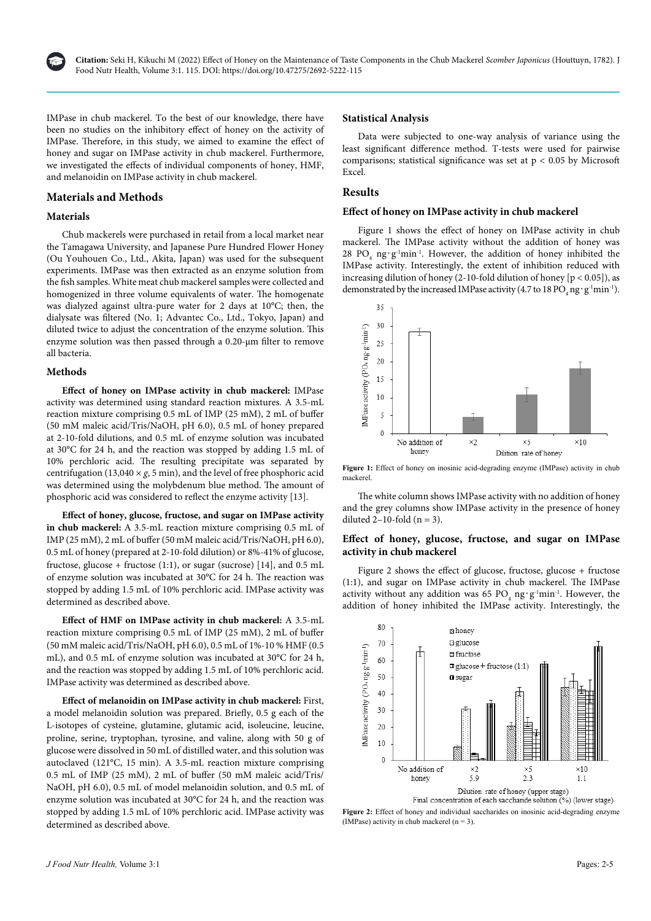IMPase in chub mackerel. To the best of our knowledge, there have been no studies on the inhibitory effect of honey on the activity of IMPase. Therefore, in this study, we aimed to examine the effect of honey and sugar on IMPase activity in chub mackerel. Furthermore, we investigated the effects of individual components of honey, HMF, and melanoidin on IMPase activity in chub mackerel.

## Materials and Methods

### Materials

Chub mackerels were purchased in retail from a local market near the Tamagawa University, and Japanese Pure Hundred Flower Honey (Ou Youhouen Co., Ltd., Akita, Japan) was used for the subsequent experiments. IMPase was then extracted as an enzyme solution from the fish samples. White meat chub mackerel samples were collected and homogenized in three volume equivalents of water. The homogenate was dialyzed against ultra-pure water for 2 days at 10°C; then, the dialysate was filtered (No. 1; Advantec Co., Ltd., Tokyo, Japan) and diluted twice to adjust the concentration of the enzyme solution. This enzyme solution was then passed through a 0.20-μm filter to remove all bacteria.

### Methods

**Effect of honey on IMPase activity in chub mackerel:** IMPase activity was determined using standard reaction mixtures. A 3.5-mL reaction mixture comprising 0.5 mL of IMP (25 mM), 2 mL of buffer (50 mM maleic acid/Tris/NaOH, pH 6.0), 0.5 mL of honey prepared at 2-10-fold dilutions, and 0.5 mL of enzyme solution was incubated at 30°C for 24 h, and the reaction was stopped by adding 1.5 mL of 10% perchloric acid. The resulting precipitate was separated by centrifugation (13,040 × *g*, 5 min), and the level of free phosphoric acid was determined using the molybdenum blue method. The amount of phosphoric acid was considered to reflect the enzyme activity [13].

**Effect of honey, glucose, fructose, and sugar on IMPase activity in chub mackerel:** A 3.5-mL reaction mixture comprising 0.5 mL of IMP (25 mM), 2 mL of buffer (50 mM maleic acid/Tris/NaOH, pH 6.0), 0.5 mL of honey (prepared at 2-10-fold dilution) or 8%-41% of glucose, fructose, glucose + fructose (1:1), or sugar (sucrose) [14], and 0.5 mL of enzyme solution was incubated at 30°C for 24 h. The reaction was stopped by adding 1.5 mL of 10% perchloric acid. IMPase activity was determined as described above.

**Effect of HMF on IMPase activity in chub mackerel:** A 3.5-mL reaction mixture comprising 0.5 mL of IMP (25 mM), 2 mL of buffer (50 mM maleic acid/Tris/NaOH, pH 6.0), 0.5 mL of 1%-10 % HMF (0.5 mL), and 0.5 mL of enzyme solution was incubated at 30°C for 24 h, and the reaction was stopped by adding 1.5 mL of 10% perchloric acid. IMPase activity was determined as described above.

**Effect of melanoidin on IMPase activity in chub mackerel:** First, a model melanoidin solution was prepared. Briefly, 0.5 g each of the L-isotopes of cysteine, glutamine, glutamic acid, isoleucine, leucine, proline, serine, tryptophan, tyrosine, and valine, along with 50 g of glucose were dissolved in 50 mL of distilled water, and this solution was autoclaved (121°C, 15 min). A 3.5-mL reaction mixture comprising 0.5 mL of IMP (25 mM), 2 mL of buffer (50 mM maleic acid/Tris/NaOH, pH 6.0), 0.5 mL of model melanoidin solution, and 0.5 mL of enzyme solution was incubated at 30°C for 24 h, and the reaction was stopped by adding 1.5 mL of 10% perchloric acid. IMPase activity was determined as described above.

### Statistical Analysis

Data were subjected to one-way analysis of variance using the least significant difference method. T-tests were used for pairwise comparisons; statistical significance was set at $p < 0.05$ by Microsoft Excel.

## Results

### Effect of honey on IMPase activity in chub mackerel

Figure 1 shows the effect of honey on IMPase activity in chub mackerel. The IMPase activity without the addition of honey was 28 $PO_4$ $ng \cdot g^{-1} min^{-1}$. However, the addition of honey inhibited the IMPase activity. Interestingly, the extent of inhibition reduced with increasing dilution of honey (2-10-fold dilution of honey [$p < 0.05$]), as demonstrated by the increased IMPase activity (4.7 to 18 $PO_4$ $ng \cdot g^{-1} min^{-1}$).

**Figure 1:** Effect of honey on inosinic acid-degrading enzyme (IMPase) activity in chub mackerel.

The white column shows IMPase activity with no addition of honey and the grey columns show IMPase activity in the presence of honey diluted 2–10-fold (n = 3).

### Effect of honey, glucose, fructose, and sugar on IMPase activity in chub mackerel

Figure 2 shows the effect of glucose, fructose, glucose + fructose (1:1), and sugar on IMPase activity in chub mackerel. The IMPase activity without any addition was 65 $PO_4$ $ng \cdot g^{-1} min^{-1}$. However, the addition of honey inhibited the IMPase activity. Interestingly, the

**Figure 2:** Effect of honey and individual saccharides on inosinic acid-degrading enzyme (IMPase) activity in chub mackerel (n = 3).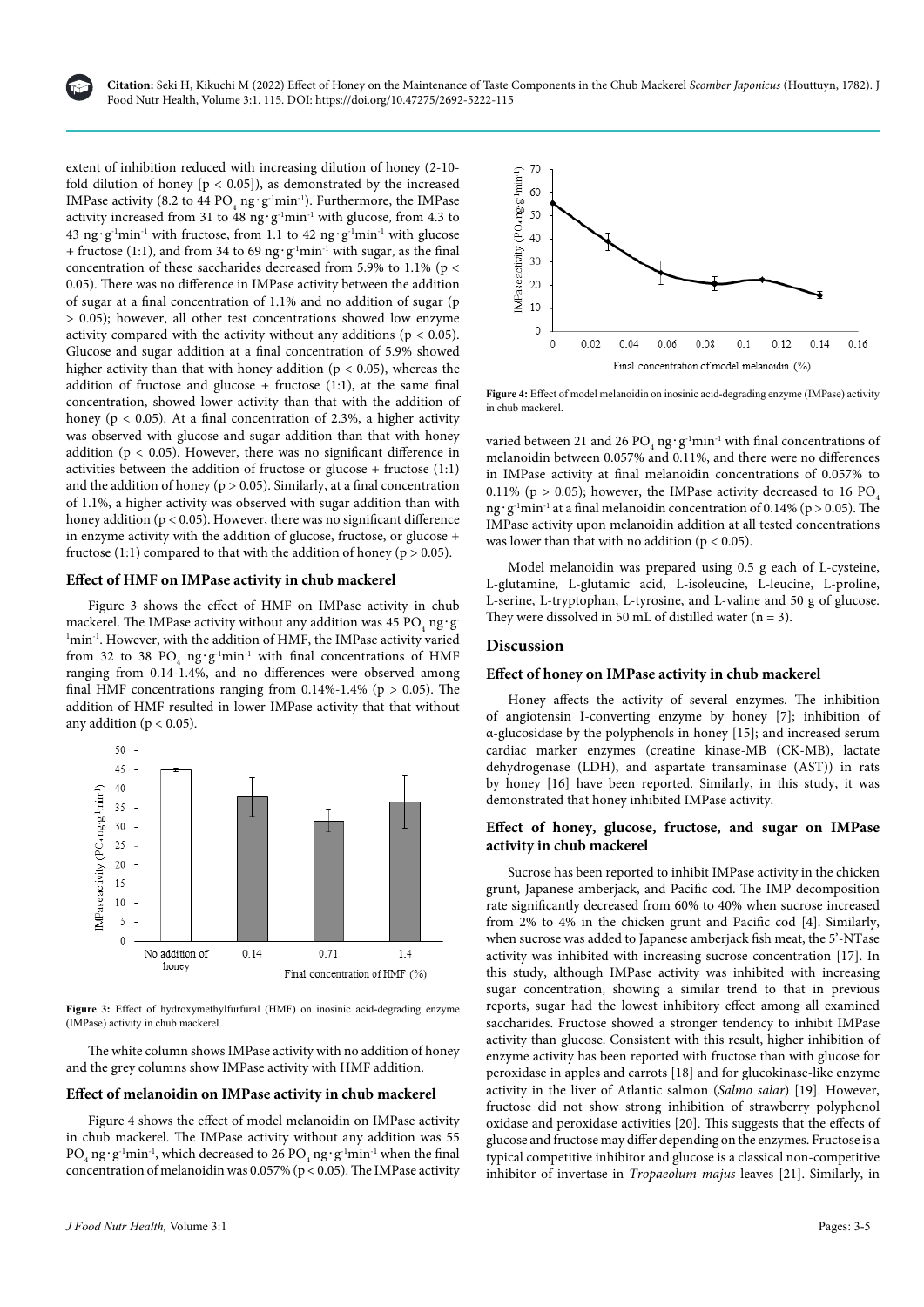extent of inhibition reduced with increasing dilution of honey (2-10-fold dilution of honey [$p < 0.05$]), as demonstrated by the increased IMPase activity (8.2 to 44 $PO_4$ ng·g$^{-1}$min$^{-1}$). Furthermore, the IMPase activity increased from 31 to 48 ng·g$^{-1}$min$^{-1}$ with glucose, from 4.3 to 43 ng·g$^{-1}$min$^{-1}$ with fructose, from 1.1 to 42 ng·g$^{-1}$min$^{-1}$ with glucose + fructose (1:1), and from 34 to 69 ng·g$^{-1}$min$^{-1}$ with sugar, as the final concentration of these saccharides decreased from 5.9% to 1.1% ($p < 0.05$). There was no difference in IMPase activity between the addition of sugar at a final concentration of 1.1% and no addition of sugar ($p > 0.05$); however, all other test concentrations showed low enzyme activity compared with the activity without any additions ($p < 0.05$). Glucose and sugar addition at a final concentration of 5.9% showed higher activity than that with honey addition ($p < 0.05$), whereas the addition of fructose and glucose + fructose (1:1), at the same final concentration, showed lower activity than that with the addition of honey ($p < 0.05$). At a final concentration of 2.3%, a higher activity was observed with glucose and sugar addition than that with honey addition ($p < 0.05$). However, there was no significant difference in activities between the addition of fructose or glucose + fructose (1:1) and the addition of honey ($p > 0.05$). Similarly, at a final concentration of 1.1%, a higher activity was observed with sugar addition than with honey addition ($p < 0.05$). However, there was no significant difference in enzyme activity with the addition of glucose, fructose, or glucose + fructose (1:1) compared to that with the addition of honey ($p > 0.05$).

### Effect of HMF on IMPase activity in chub mackerel

Figure 3 shows the effect of HMF on IMPase activity in chub mackerel. The IMPase activity without any addition was 45 $PO_4$ ng·g$^{-1}$min$^{-1}$. However, with the addition of HMF, the IMPase activity varied from 32 to 38 $PO_4$ ng·g$^{-1}$min$^{-1}$ with final concentrations of HMF ranging from 0.14-1.4%, and no differences were observed among final HMF concentrations ranging from 0.14%-1.4% ($p > 0.05$). The addition of HMF resulted in lower IMPase activity that that without any addition ($p < 0.05$).

**Figure 3:** Effect of hydroxymethylfurfural (HMF) on inosinic acid-degrading enzyme (IMPase) activity in chub mackerel.

The white column shows IMPase activity with no addition of honey and the grey columns show IMPase activity with HMF addition.

### Effect of melanoidin on IMPase activity in chub mackerel

Figure 4 shows the effect of model melanoidin on IMPase activity in chub mackerel. The IMPase activity without any addition was 55 $PO_4$ ng·g$^{-1}$min$^{-1}$, which decreased to 26 $PO_4$ ng·g$^{-1}$min$^{-1}$ when the final concentration of melanoidin was 0.057% ($p < 0.05$). The IMPase activity varied between 21 and 26 $PO_4$ ng·g$^{-1}$min$^{-1}$ with final concentrations of melanoidin between 0.057% and 0.11%, and there were no differences in IMPase activity at final melanoidin concentrations of 0.057% to 0.11% ($p > 0.05$); however, the IMPase activity decreased to 16 $PO_4$ ng·g$^{-1}$min$^{-1}$ at a final melanoidin concentration of 0.14% ($p > 0.05$). The IMPase activity upon melanoidin addition at all tested concentrations was lower than that with no addition ($p < 0.05$).

**Figure 4:** Effect of model melanoidin on inosinic acid-degrading enzyme (IMPase) activity in chub mackerel.

Model melanoidin was prepared using 0.5 g each of L-cysteine, L-glutamine, L-glutamic acid, L-isoleucine, L-leucine, L-proline, L-serine, L-tryptophan, L-tyrosine, and L-valine and 50 g of glucose. They were dissolved in 50 mL of distilled water (n = 3).

## Discussion

### Effect of honey on IMPase activity in chub mackerel

Honey affects the activity of several enzymes. The inhibition of angiotensin I-converting enzyme by honey [7]; inhibition of α-glucosidase by the polyphenols in honey [15]; and increased serum cardiac marker enzymes (creatine kinase-MB (CK-MB), lactate dehydrogenase (LDH), and aspartate transaminase (AST)) in rats by honey [16] have been reported. Similarly, in this study, it was demonstrated that honey inhibited IMPase activity.

### Effect of honey, glucose, fructose, and sugar on IMPase activity in chub mackerel

Sucrose has been reported to inhibit IMPase activity in the chicken grunt, Japanese amberjack, and Pacific cod. The IMP decomposition rate significantly decreased from 60% to 40% when sucrose increased from 2% to 4% in the chicken grunt and Pacific cod [4]. Similarly, when sucrose was added to Japanese amberjack fish meat, the 5'-NTase activity was inhibited with increasing sucrose concentration [17]. In this study, although IMPase activity was inhibited with increasing sugar concentration, showing a similar trend to that in previous reports, sugar had the lowest inhibitory effect among all examined saccharides. Fructose showed a stronger tendency to inhibit IMPase activity than glucose. Consistent with this result, higher inhibition of enzyme activity has been reported with fructose than with glucose for peroxidase in apples and carrots [18] and for glucokinase-like enzyme activity in the liver of Atlantic salmon (*Salmo salar*) [19]. However, fructose did not show strong inhibition of strawberry polyphenol oxidase and peroxidase activities [20]. This suggests that the effects of glucose and fructose may differ depending on the enzymes. Fructose is a typical competitive inhibitor and glucose is a classical non-competitive inhibitor of invertase in *Tropaeolum majus* leaves [21]. Similarly, in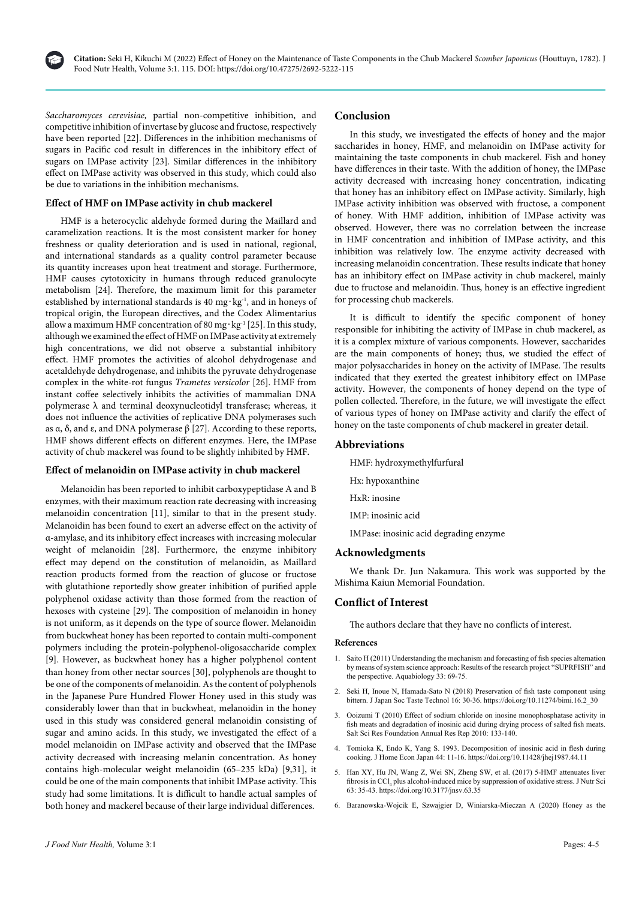*Saccharomyces cerevisiae,* partial non-competitive inhibition, and competitive inhibition of invertase by glucose and fructose, respectively have been reported [22]. Differences in the inhibition mechanisms of sugars in Pacific cod result in differences in the inhibitory effect of sugars on IMPase activity [23]. Similar differences in the inhibitory effect on IMPase activity was observed in this study, which could also be due to variations in the inhibition mechanisms.

### Effect of HMF on IMPase activity in chub mackerel

HMF is a heterocyclic aldehyde formed during the Maillard and caramelization reactions. It is the most consistent marker for honey freshness or quality deterioration and is used in national, regional, and international standards as a quality control parameter because its quantity increases upon heat treatment and storage. Furthermore, HMF causes cytotoxicity in humans through reduced granulocyte metabolism [24]. Therefore, the maximum limit for this parameter established by international standards is 40 $mg \cdot kg^{-1}$, and in honeys of tropical origin, the European directives, and the Codex Alimentarius allow a maximum HMF concentration of 80 $mg \cdot kg^{-1}$ [25]. In this study, although we examined the effect of HMF on IMPase activity at extremely high concentrations, we did not observe a substantial inhibitory effect. HMF promotes the activities of alcohol dehydrogenase and acetaldehyde dehydrogenase, and inhibits the pyruvate dehydrogenase complex in the white-rot fungus *Trametes versicolor* [26]. HMF from instant coffee selectively inhibits the activities of mammalian DNA polymerase λ and terminal deoxynucleotidyl transferase; whereas, it does not influence the activities of replicative DNA polymerases such as α, δ, and ε, and DNA polymerase β [27]. According to these reports, HMF shows different effects on different enzymes. Here, the IMPase activity of chub mackerel was found to be slightly inhibited by HMF.

### Effect of melanoidin on IMPase activity in chub mackerel

Melanoidin has been reported to inhibit carboxypeptidase A and B enzymes, with their maximum reaction rate decreasing with increasing melanoidin concentration [11], similar to that in the present study. Melanoidin has been found to exert an adverse effect on the activity of α-amylase, and its inhibitory effect increases with increasing molecular weight of melanoidin [28]. Furthermore, the enzyme inhibitory effect may depend on the constitution of melanoidin, as Maillard reaction products formed from the reaction of glucose or fructose with glutathione reportedly show greater inhibition of purified apple polyphenol oxidase activity than those formed from the reaction of hexoses with cysteine [29]. The composition of melanoidin in honey is not uniform, as it depends on the type of source flower. Melanoidin from buckwheat honey has been reported to contain multi-component polymers including the protein-polyphenol-oligosaccharide complex [9]. However, as buckwheat honey has a higher polyphenol content than honey from other nectar sources [30], polyphenols are thought to be one of the components of melanoidin. As the content of polyphenols in the Japanese Pure Hundred Flower Honey used in this study was considerably lower than that in buckwheat, melanoidin in the honey used in this study was considered general melanoidin consisting of sugar and amino acids. In this study, we investigated the effect of a model melanoidin on IMPase activity and observed that the IMPase activity decreased with increasing melanin concentration. As honey contains high-molecular weight melanoidin (65–235 kDa) [9,31], it could be one of the main components that inhibit IMPase activity. This study had some limitations. It is difficult to handle actual samples of both honey and mackerel because of their large individual differences.

## Conclusion

In this study, we investigated the effects of honey and the major saccharides in honey, HMF, and melanoidin on IMPase activity for maintaining the taste components in chub mackerel. Fish and honey have differences in their taste. With the addition of honey, the IMPase activity decreased with increasing honey concentration, indicating that honey has an inhibitory effect on IMPase activity. Similarly, high IMPase activity inhibition was observed with fructose, a component of honey. With HMF addition, inhibition of IMPase activity was observed. However, there was no correlation between the increase in HMF concentration and inhibition of IMPase activity, and this inhibition was relatively low. The enzyme activity decreased with increasing melanoidin concentration. These results indicate that honey has an inhibitory effect on IMPase activity in chub mackerel, mainly due to fructose and melanoidin. Thus, honey is an effective ingredient for processing chub mackerels.

It is difficult to identify the specific component of honey responsible for inhibiting the activity of IMPase in chub mackerel, as it is a complex mixture of various components. However, saccharides are the main components of honey; thus, we studied the effect of major polysaccharides in honey on the activity of IMPase. The results indicated that they exerted the greatest inhibitory effect on IMPase activity. However, the components of honey depend on the type of pollen collected. Therefore, in the future, we will investigate the effect of various types of honey on IMPase activity and clarify the effect of honey on the taste components of chub mackerel in greater detail.

## Abbreviations

HMF: hydroxymethylfurfural

Hx: hypoxanthine

HxR: inosine

IMP: inosinic acid

IMPase: inosinic acid degrading enzyme

## Acknowledgments

We thank Dr. Jun Nakamura. This work was supported by the Mishima Kaiun Memorial Foundation.

## Conflict of Interest

The authors declare that they have no conflicts of interest.

### References

1. Saito H (2011) Understanding the mechanism and forecasting of fish species alternation by means of system science approach: Results of the research project "SUPRFISH" and the perspective. Aquabiology 33: 69-75.
2. Seki H, Inoue N, Hamada-Sato N (2018) Preservation of fish taste component using bittern. J Japan Soc Taste Technol 16: 30-36. https://doi.org/10.11274/bimi.16.2_30
3. Ooizumi T (2010) Effect of sodium chloride on inosine monophosphatase activity in fish meats and degradation of inosinic acid during drying process of salted fish meats. Salt Sci Res Foundation Annual Res Rep 2010: 133-140.
4. Tomioka K, Endo K, Yang S. 1993. Decomposition of inosinic acid in flesh during cooking. J Home Econ Japan 44: 11-16. https://doi.org/10.11428/jhej1987.44.11
5. Han XY, Hu JN, Wang Z, Wei SN, Zheng SW, et al. (2017) 5-HMF attenuates liver fibrosis in $CCl_4$ plus alcohol-induced mice by suppression of oxidative stress. J Nutr Sci 63: 35-43. https://doi.org/10.3177/jnsv.63.35
6. Baranowska-Wojcik E, Szwajgier D, Winiarska-Mieczan A (2020) Honey as the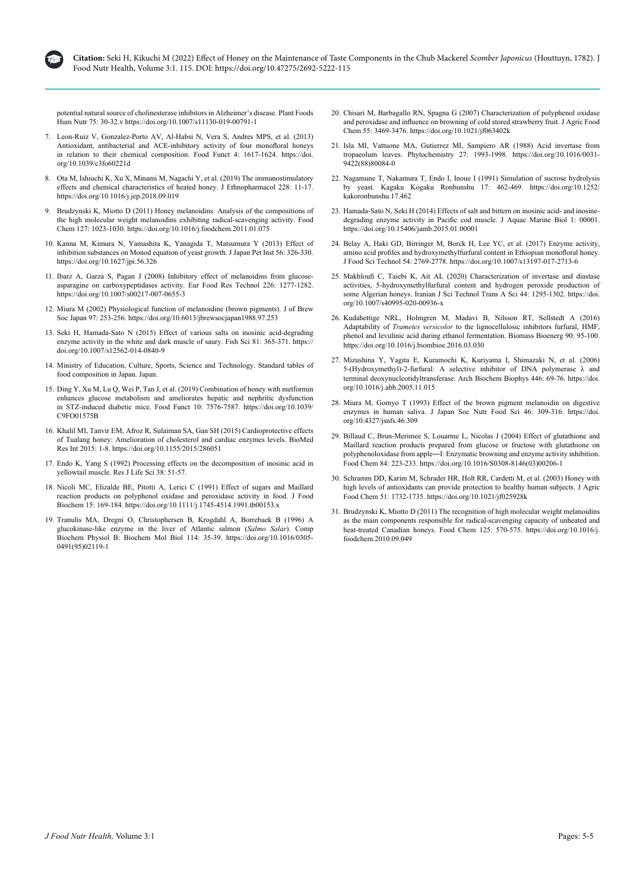potential natural source of cholinesterase inhibitors in Alzheimer's disease. Plant Foods Hum Nutr 75: 30-32.v https://doi.org/10.1007/s11130-019-00791-1

7. Leon-Ruiz V, Gonzalez-Porto AV, Al-Habsi N, Vera S, Andres MPS, et al. (2013) Antioxidant, antibacterial and ACE-inhibitory activity of four monofloral honeys in relation to their chemical composition. Food Funct 4: 1617-1624. https://doi.org/10.1039/c3fo60221d

8. Ota M, Ishiuchi K, Xu X, Minami M, Nagachi Y, et al. (2019) The immunostimulatory effects and chemical characteristics of heated honey. J Ethnopharmacol 228: 11-17. https://doi.org/10.1016/j.jep.2018.09.019

9. Brudzynski K, Miotto D (2011) Honey melanoidins: Analysis of the compositions of the high molecular weight melanoidins exhibiting radical-scavenging activity. Food Chem 127: 1023-1030. https://doi.org/10.1016/j.foodchem.2011.01.075

10. Kanna M, Kimura N, Yamashita K, Yanagida T, Matsumura Y (2013) Effect of inhibition substances on Monod equation of yeast growth. J Japan Pet Inst 56: 326-330. https://doi.org/10.1627/jpi.56.326

11. Ibarz A, Garza S, Pagan J (2008) Inhibitory effect of melanoidins from glucose-asparagine on carboxypeptidases activity. Eur Food Res Technol 226: 1277-1282. https://doi.org/10.1007/s00217-007-0655-3

12. Miura M (2002) Physiological function of melanoidine (brown pigments). J of Brew Soc Japan 97: 253-256. https://doi.org/10.6013/jbrewsocjapan1988.97.253

13. Seki H, Hamada-Sato N (2015) Effect of various salts on inosinic acid-degrading enzyme activity in the white and dark muscle of saury. Fish Sci 81: 365-371. https://doi.org/10.1007/s12562-014-0840-9

14. Ministry of Education, Culture, Sports, Science and Technology. Standard tables of food composition in Japan. Japan.

15. Ding Y, Xu M, Lu Q, Wei P, Tan J, et al. (2019) Combination of honey with metformin enhances glucose metabolism and ameliorates hepatic and nephritic dysfunction in STZ-induced diabetic mice. Food Funct 10: 7576-7587. https://doi.org/10.1039/C9FO01575B

16. Khalil MI, Tanvir EM, Afroz R, Sulaiman SA, Gan SH (2015) Cardioprotective effects of Tualang honey: Amelioration of cholesterol and cardiac enzymes levels. BioMed Res Int 2015: 1-8. https://doi.org/10.1155/2015/286051

17. Endo K, Yang S (1992) Processing effects on the decomposition of inosinic acid in yellowtail muscle. Res J Life Sci 38: 51-57.

18. Nicoli MC, Elizalde BE, Pitotti A, Lerici C (1991) Effect of sugars and Maillard reaction products on polyphenol oxidase and peroxidase activity in food. J Food Biochem 15: 169-184. https://doi.org/10.1111/j.1745-4514.1991.tb00153.x

19. Tranulis MA, Dregni O, Christophersen B, Krogdahl A, Borrebaek B (1996) A glucokinase-like enzyme in the liver of Atlantic salmon (*Salmo Salar*). Comp Biochem Physiol B: Biochem Mol Biol 114: 35-39. https://doi.org/10.1016/0305-0491(95)02119-1

20. Chisari M, Barbagallo RN, Spagna G (2007) Characterization of polyphenol oxidase and peroxidase and influence on browning of cold stored strawberry fruit. J Agric Food Chem 55: 3469-3476. https://doi.org/10.1021/jf063402k

21. Isla MI, Vattuone MA, Gutierrez MI, Sampiero AR (1988) Acid invertase from tropaeolum leaves. Phytochemistry 27: 1993-1998. https://doi.org/10.1016/0031-9422(88)80084-0

22. Nagamune T, Nakamura T, Endo I, Inoue I (1991) Simulation of sucrose hydrolysis by yeast. Kagaku Kogaku Ronbunshu 17: 462-469. https://doi.org/10.1252/kakoronbunshu.17.462

23. Hamada-Sato N, Seki H (2014) Effects of salt and bittern on inosinic acid- and inosine-degrading enzyme activity in Pacific cod muscle. J Aquac Marine Biol 1: 00001. https://doi.org/10.15406/jamb.2015.01.00001

24. Belay A, Haki GD, Birringer M, Borck H, Lee YC, et al. (2017) Enzyme activity, amino acid profiles and hydroxymethylfurfural content in Ethiopian monofloral honey. J Food Sci Technol 54: 2769-2778. https://doi.org/10.1007/s13197-017-2713-6

25. Makhloufi C, Taiebi K, Ait AL (2020) Characterization of invertase and diastase activities, 5-hydroxymethylfurfural content and hydrogen peroxide production of some Algerian honeys. Iranian J Sci Technol Trans A Sci 44: 1295-1302. https://doi.org/10.1007/s40995-020-00936-x

26. Kudahettige NRL, Holmgren M, Madavi B, Nilsson RT, Sellstedt A (2016) Adaptability of *Trametes versicolor* to the lignocellulosic inhibitors furfural, HMF, phenol and levulinic acid during ethanol fermentation. Biomass Bioenerg 90: 95-100. https://doi.org/10.1016/j.biombioe.2016.03.030

27. Mizushina Y, Yagita E, Kuramochi K, Kuriyama I, Shimazaki N, et al. (2006) 5-(Hydroxymethyl)-2-furfural: A selective inhibitor of DNA polymerase λ and terminal deoxynucleotidyltransferase. Arch Biochem Biophys 446: 69-76. https://doi.org/10.1016/j.abb.2005.11.015

28. Miura M, Gomyo T (1993) Effect of the brown pigment melanoidin on digestive enzymes in human saliva. J Japan Soc Nutr Food Sci 46: 309-316. https://doi.org/10.4327/jsnfs.46.309

29. Billaud C, Brun-Merimee S, Louarme L, Nicolas J (2004) Effect of glutathione and Maillard reaction products prepared from glucose or fructose with glutathione on polyphenoloxidase from apple—I: Enzymatic browning and enzyme activity inhibition. Food Chem 84: 223-233. https://doi.org/10.1016/S0308-8146(03)00206-1

30. Schramm DD, Karim M, Schrader HR, Holt RR, Cardetti M, et al. (2003) Honey with high levels of antioxidants can provide protection to healthy human subjects. J Agric Food Chem 51: 1732-1735. https://doi.org/10.1021/jf025928k

31. Brudzynski K, Miotto D (2011) The recognition of high molecular weight melanoidins as the main components responsible for radical-scavenging capacity of unheated and heat-treated Canadian honeys. Food Chem 125: 570-575. https://doi.org/10.1016/j.foodchem.2010.09.049